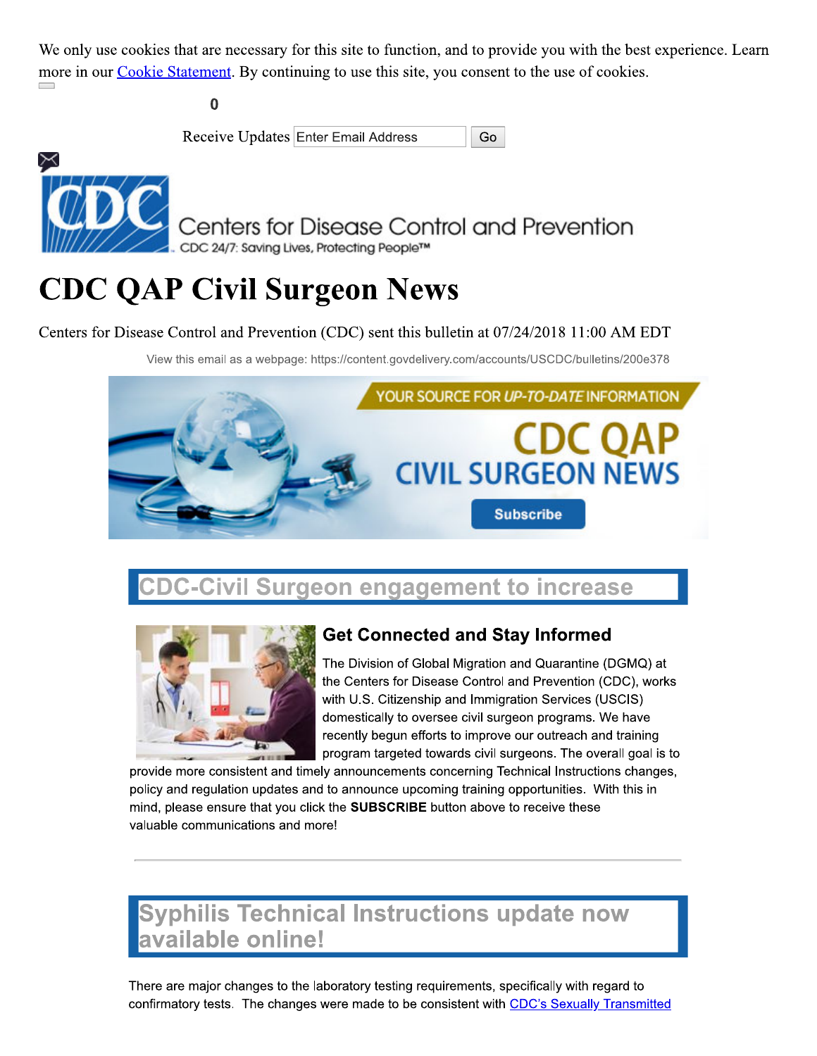We only use cookies that are necessary for this site to function, and to provide you with the best experience. Learn more in our [Cookie Statement](). By continuing to use this site, you consent to the use of cookies.

0

Receive Updates Enter Email Address Go

Centers for Disease Control and Prevention

CDC 24/7: Saving Lives, Protecting People™

# CDC QAP Civil Surgeon News

Centers for Disease Control and Prevention (CDC) sent this bulletin at 07/24/2018 11:00 AM EDT

View this email as a webpage: https://content.govdelivery.com/accounts/USCDC/bulletins/200e378

YOUR SOURCE FOR *UP-TO-DATE* INFORMATION

CDC QAP CIVIL SURGEON NEWS

Subscribe

## CDC-Civil Surgeon engagement to increase

### Get Connected and Stay Informed

The Division of Global Migration and Quarantine (DGMQ) at the Centers for Disease Control and Prevention (CDC), works with U.S. Citizenship and Immigration Services (USCIS) domestically to oversee civil surgeon programs. We have recently begun efforts to improve our outreach and training program targeted towards civil surgeons. The overall goal is to provide more consistent and timely announcements concerning Technical Instructions changes, policy and regulation updates and to announce upcoming training opportunities. With this in mind, please ensure that you click the **SUBSCRIBE** button above to receive these valuable communications and more!

---

## Syphilis Technical Instructions update now available online!

There are major changes to the laboratory testing requirements, specifically with regard to confirmatory tests. The changes were made to be consistent with [CDC's Sexually Transmitted]()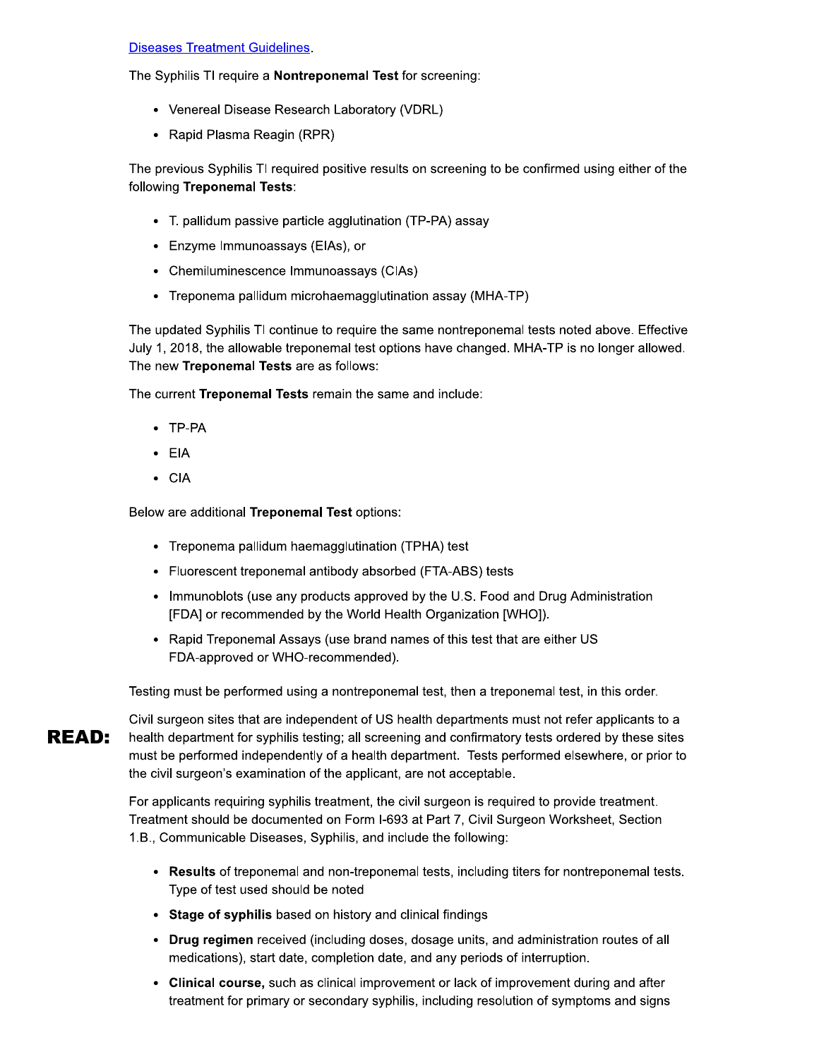[Diseases Treatment Guidelines](#).

The Syphilis TI require a **Nontreponemal Test** for screening:

- Venereal Disease Research Laboratory (VDRL)
- Rapid Plasma Reagin (RPR)

The previous Syphilis TI required positive results on screening to be confirmed using either of the following **Treponemal Tests**:

- T. pallidum passive particle agglutination (TP-PA) assay
- Enzyme Immunoassays (EIAs), or
- Chemiluminescence Immunoassays (CIAs)
- Treponema pallidum microhaemagglutination assay (MHA-TP)

The updated Syphilis TI continue to require the same nontreponemal tests noted above. Effective July 1, 2018, the allowable treponemal test options have changed. MHA-TP is no longer allowed. The new **Treponemal Tests** are as follows:

The current **Treponemal Tests** remain the same and include:

- TP-PA
- EIA
- CIA

Below are additional **Treponemal Test** options:

- Treponema pallidum haemagglutination (TPHA) test
- Fluorescent treponemal antibody absorbed (FTA-ABS) tests
- Immunoblots (use any products approved by the U.S. Food and Drug Administration [FDA] or recommended by the World Health Organization [WHO]).
- Rapid Treponemal Assays (use brand names of this test that are either US FDA-approved or WHO-recommended).

Testing must be performed using a nontreponemal test, then a treponemal test, in this order.

**READ:** Civil surgeon sites that are independent of US health departments must not refer applicants to a health department for syphilis testing; all screening and confirmatory tests ordered by these sites must be performed independently of a health department. Tests performed elsewhere, or prior to the civil surgeon's examination of the applicant, are not acceptable.

For applicants requiring syphilis treatment, the civil surgeon is required to provide treatment. Treatment should be documented on Form I-693 at Part 7, Civil Surgeon Worksheet, Section 1.B., Communicable Diseases, Syphilis, and include the following:

- **Results** of treponemal and non-treponemal tests, including titers for nontreponemal tests. Type of test used should be noted
- **Stage of syphilis** based on history and clinical findings
- **Drug regimen** received (including doses, dosage units, and administration routes of all medications), start date, completion date, and any periods of interruption.
- **Clinical course,** such as clinical improvement or lack of improvement during and after treatment for primary or secondary syphilis, including resolution of symptoms and signs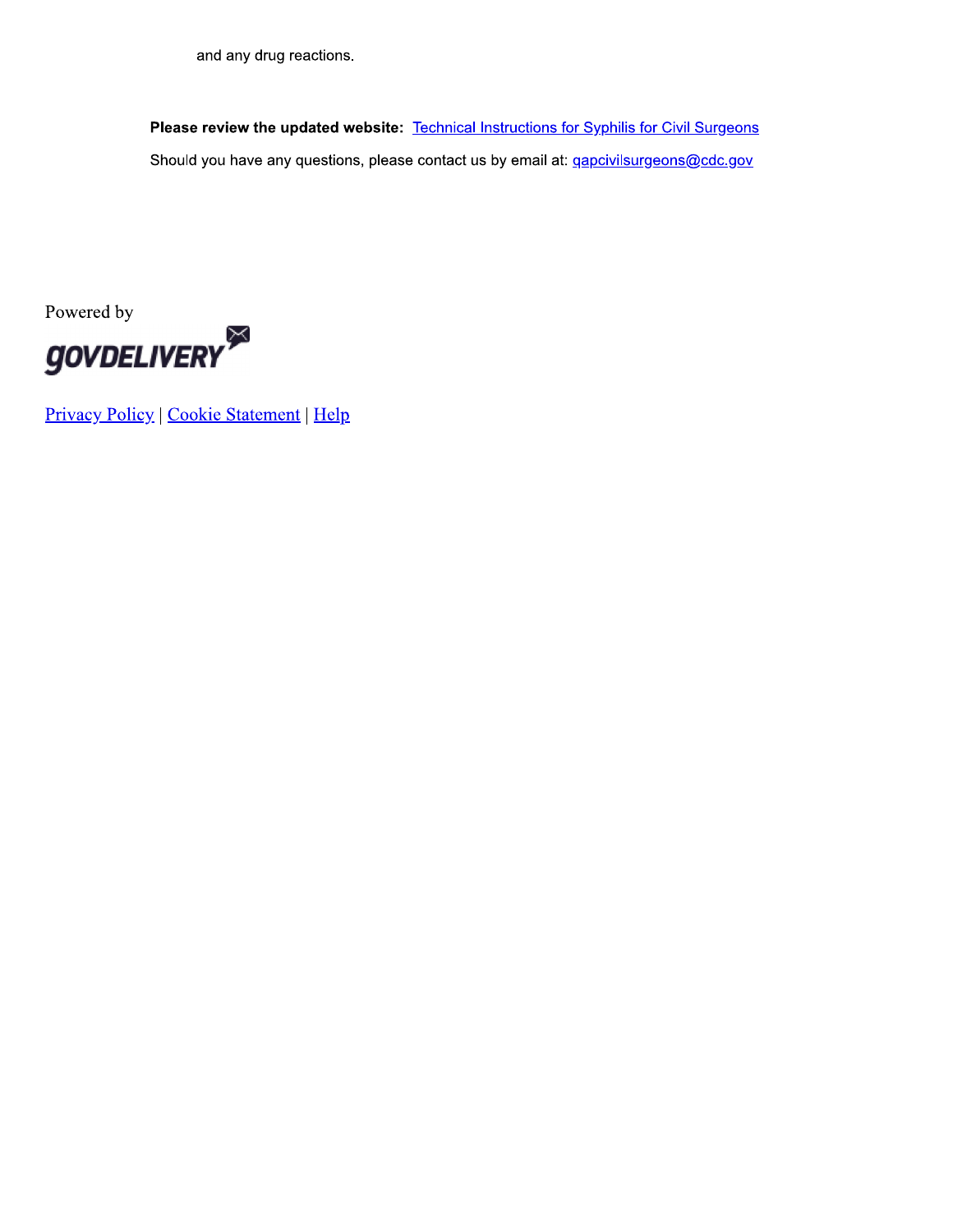and any drug reactions.

**Please review the updated website:** [Technical Instructions for Syphilis for Civil Surgeons](#)

Should you have any questions, please contact us by email at: [qapcivilsurgeons@cdc.gov](mailto:qapcivilsurgeons@cdc.gov)

Powered by

GOVDELIVERY

[Privacy Policy](#) | [Cookie Statement](#) | [Help](#)